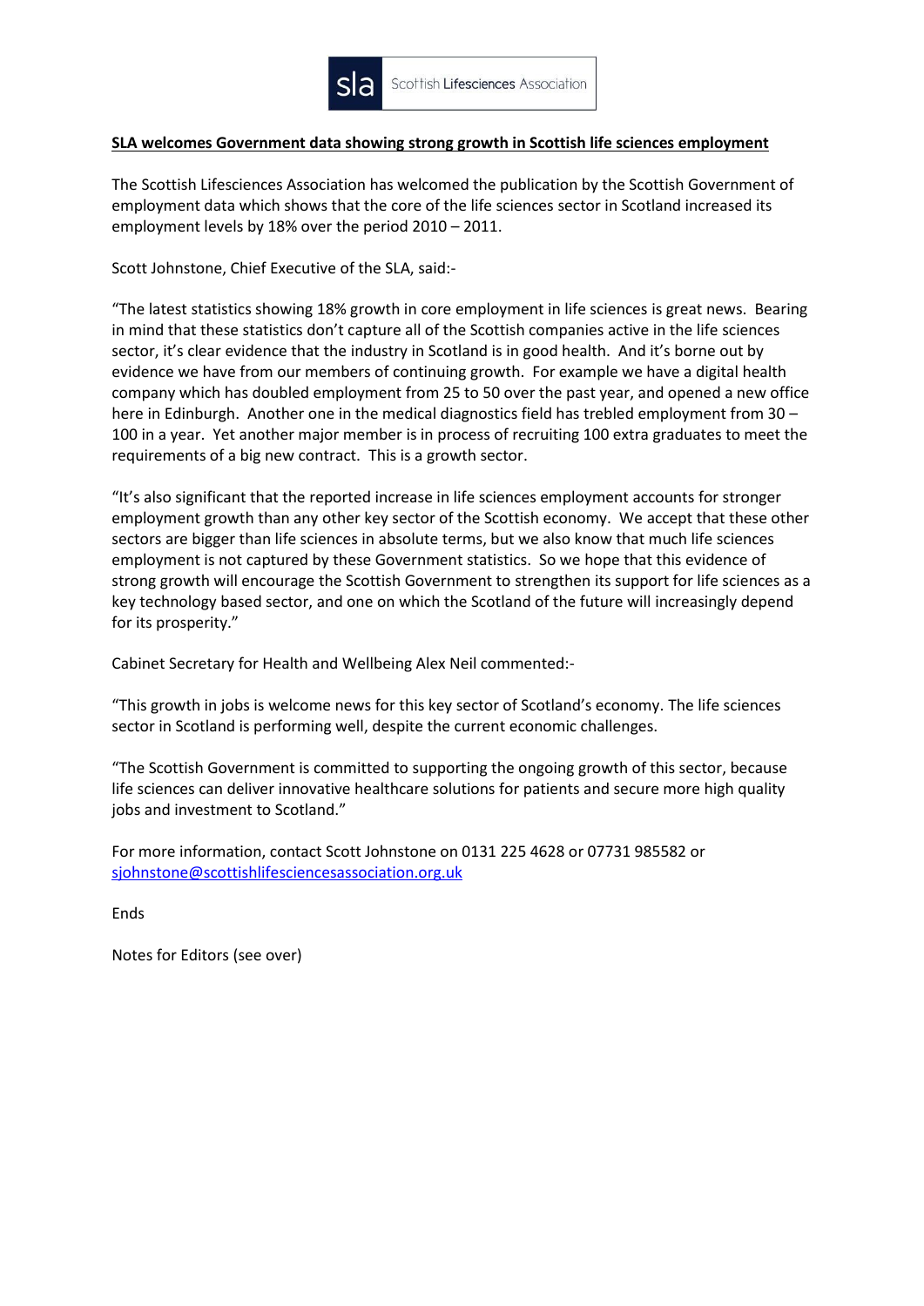sla Scottish Lifesciences Association

**SLA welcomes Government data showing strong growth in Scottish life sciences employment**

The Scottish Lifesciences Association has welcomed the publication by the Scottish Government of employment data which shows that the core of the life sciences sector in Scotland increased its employment levels by 18% over the period 2010 – 2011.

Scott Johnstone, Chief Executive of the SLA, said:-

"The latest statistics showing 18% growth in core employment in life sciences is great news. Bearing in mind that these statistics don't capture all of the Scottish companies active in the life sciences sector, it's clear evidence that the industry in Scotland is in good health. And it's borne out by evidence we have from our members of continuing growth. For example we have a digital health company which has doubled employment from 25 to 50 over the past year, and opened a new office here in Edinburgh. Another one in the medical diagnostics field has trebled employment from 30 – 100 in a year. Yet another major member is in process of recruiting 100 extra graduates to meet the requirements of a big new contract. This is a growth sector.

"It's also significant that the reported increase in life sciences employment accounts for stronger employment growth than any other key sector of the Scottish economy. We accept that these other sectors are bigger than life sciences in absolute terms, but we also know that much life sciences employment is not captured by these Government statistics. So we hope that this evidence of strong growth will encourage the Scottish Government to strengthen its support for life sciences as a key technology based sector, and one on which the Scotland of the future will increasingly depend for its prosperity."

Cabinet Secretary for Health and Wellbeing Alex Neil commented:-

"This growth in jobs is welcome news for this key sector of Scotland's economy. The life sciences sector in Scotland is performing well, despite the current economic challenges.

"The Scottish Government is committed to supporting the ongoing growth of this sector, because life sciences can deliver innovative healthcare solutions for patients and secure more high quality jobs and investment to Scotland."

For more information, contact Scott Johnstone on 0131 225 4628 or 07731 985582 or sjohnstone@scottishlifesciencesassociation.org.uk

Ends

Notes for Editors (see over)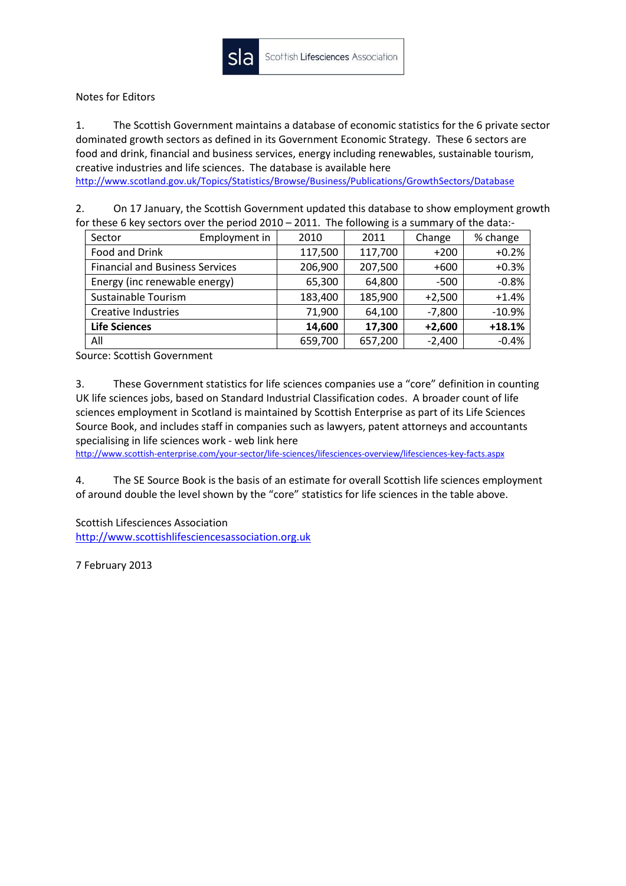sla Scottish Lifesciences Association

Notes for Editors

1. The Scottish Government maintains a database of economic statistics for the 6 private sector dominated growth sectors as defined in its Government Economic Strategy. These 6 sectors are food and drink, financial and business services, energy including renewables, sustainable tourism, creative industries and life sciences. The database is available here http://www.scotland.gov.uk/Topics/Statistics/Browse/Business/Publications/GrowthSectors/Database

2. On 17 January, the Scottish Government updated this database to show employment growth for these 6 key sectors over the period 2010 – 2011. The following is a summary of the data:-

| Sector Employment in | 2010 | 2011 | Change | % change |
|---|---|---|---|---|
| Food and Drink | 117,500 | 117,700 | +200 | +0.2% |
| Financial and Business Services | 206,900 | 207,500 | +600 | +0.3% |
| Energy (inc renewable energy) | 65,300 | 64,800 | -500 | -0.8% |
| Sustainable Tourism | 183,400 | 185,900 | +2,500 | +1.4% |
| Creative Industries | 71,900 | 64,100 | -7,800 | -10.9% |
| **Life Sciences** | **14,600** | **17,300** | **+2,600** | **+18.1%** |
| All | 659,700 | 657,200 | -2,400 | -0.4% |

Source: Scottish Government

3. These Government statistics for life sciences companies use a "core" definition in counting UK life sciences jobs, based on Standard Industrial Classification codes. A broader count of life sciences employment in Scotland is maintained by Scottish Enterprise as part of its Life Sciences Source Book, and includes staff in companies such as lawyers, patent attorneys and accountants specialising in life sciences work - web link here http://www.scottish-enterprise.com/your-sector/life-sciences/lifesciences-overview/lifesciences-key-facts.aspx

4. The SE Source Book is the basis of an estimate for overall Scottish life sciences employment of around double the level shown by the "core" statistics for life sciences in the table above.

Scottish Lifesciences Association
http://www.scottishlifesciencesassociation.org.uk

7 February 2013